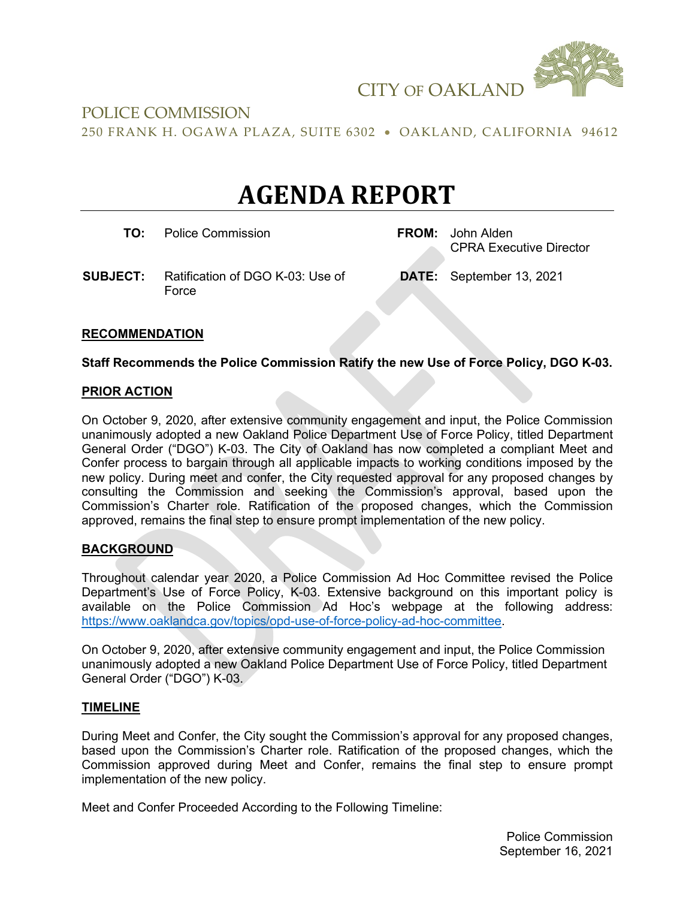CITY OF OAKLAND

POLICE COMMISSION

250 FRANK H. OGAWA PLAZA, SUITE 6302 • OAKLAND, CALIFORNIA 94612

# AGENDA REPORT

**TO:** Police Commission

**FROM:** John Alden, CPRA Executive Director

**SUBJECT:** Ratification of DGO K-03: Use of Force

**DATE:** September 13, 2021

## RECOMMENDATION

**Staff Recommends the Police Commission Ratify the new Use of Force Policy, DGO K-03.**

## PRIOR ACTION

On October 9, 2020, after extensive community engagement and input, the Police Commission unanimously adopted a new Oakland Police Department Use of Force Policy, titled Department General Order ("DGO") K-03. The City of Oakland has now completed a compliant Meet and Confer process to bargain through all applicable impacts to working conditions imposed by the new policy. During meet and confer, the City requested approval for any proposed changes by consulting the Commission and seeking the Commission's approval, based upon the Commission's Charter role. Ratification of the proposed changes, which the Commission approved, remains the final step to ensure prompt implementation of the new policy.

## BACKGROUND

Throughout calendar year 2020, a Police Commission Ad Hoc Committee revised the Police Department's Use of Force Policy, K-03. Extensive background on this important policy is available on the Police Commission Ad Hoc's webpage at the following address: https://www.oaklandca.gov/topics/opd-use-of-force-policy-ad-hoc-committee.

On October 9, 2020, after extensive community engagement and input, the Police Commission unanimously adopted a new Oakland Police Department Use of Force Policy, titled Department General Order ("DGO") K-03.

## TIMELINE

During Meet and Confer, the City sought the Commission's approval for any proposed changes, based upon the Commission's Charter role. Ratification of the proposed changes, which the Commission approved during Meet and Confer, remains the final step to ensure prompt implementation of the new policy.

Meet and Confer Proceeded According to the Following Timeline: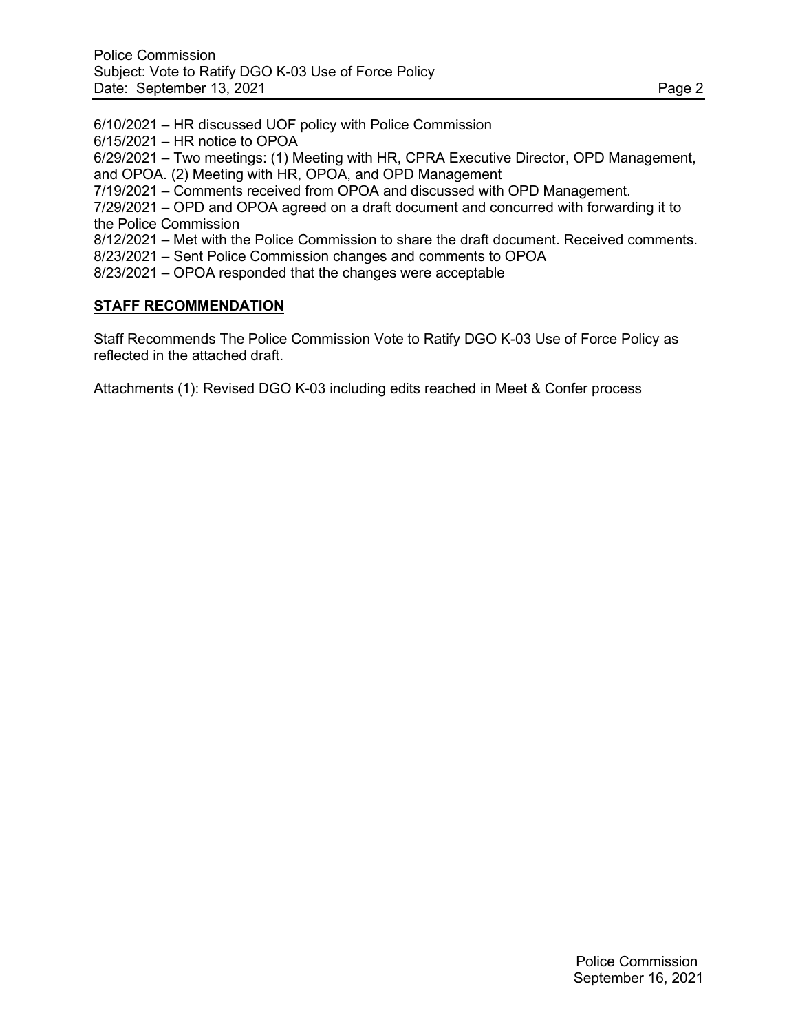6/10/2021 – HR discussed UOF policy with Police Commission
6/15/2021 – HR notice to OPOA
6/29/2021 – Two meetings: (1) Meeting with HR, CPRA Executive Director, OPD Management, and OPOA. (2) Meeting with HR, OPOA, and OPD Management
7/19/2021 – Comments received from OPOA and discussed with OPD Management.
7/29/2021 – OPD and OPOA agreed on a draft document and concurred with forwarding it to the Police Commission
8/12/2021 – Met with the Police Commission to share the draft document. Received comments.
8/23/2021 – Sent Police Commission changes and comments to OPOA
8/23/2021 – OPOA responded that the changes were acceptable

## STAFF RECOMMENDATION

Staff Recommends The Police Commission Vote to Ratify DGO K-03 Use of Force Policy as reflected in the attached draft.

Attachments (1): Revised DGO K-03 including edits reached in Meet & Confer process